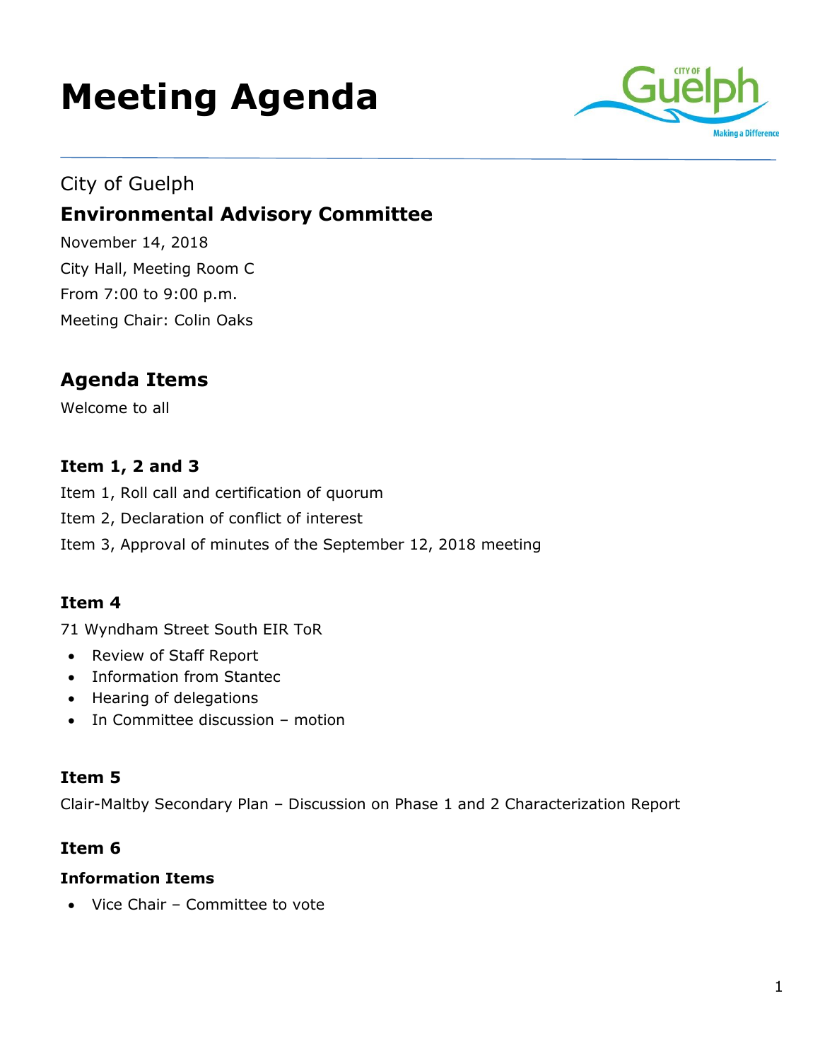# Meeting Agenda

City of Guelph

## Environmental Advisory Committee

November 14, 2018

City Hall, Meeting Room C

From 7:00 to 9:00 p.m.

Meeting Chair: Colin Oaks

## Agenda Items

Welcome to all

### Item 1, 2 and 3

Item 1, Roll call and certification of quorum

Item 2, Declaration of conflict of interest

Item 3, Approval of minutes of the September 12, 2018 meeting

### Item 4

71 Wyndham Street South EIR ToR

- Review of Staff Report
- Information from Stantec
- Hearing of delegations
- In Committee discussion – motion

### Item 5

Clair-Maltby Secondary Plan – Discussion on Phase 1 and 2 Characterization Report

### Item 6

#### Information Items

- Vice Chair – Committee to vote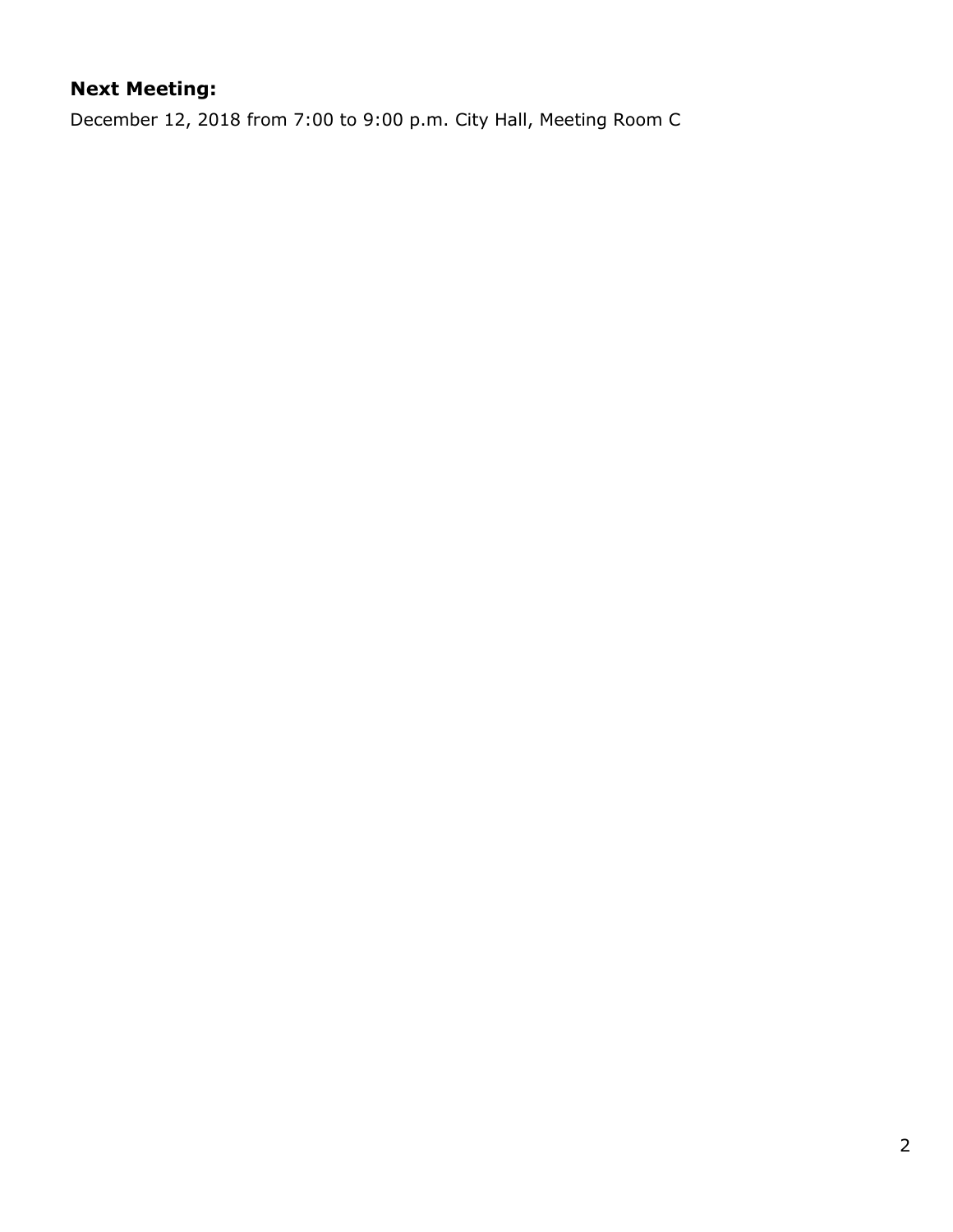**Next Meeting:**

December 12, 2018 from 7:00 to 9:00 p.m. City Hall, Meeting Room C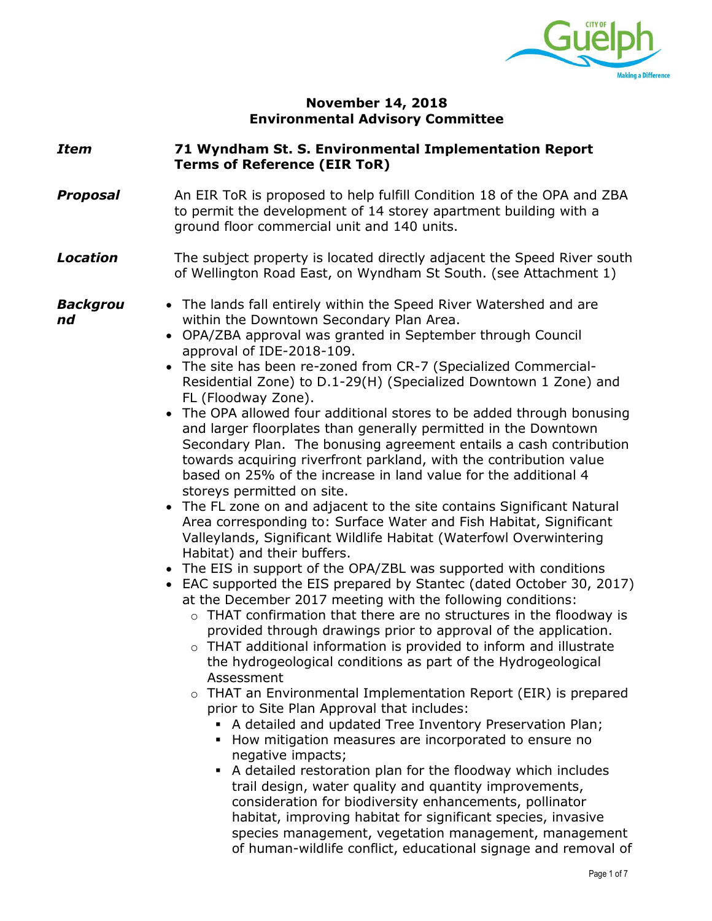**November 14, 2018**
**Environmental Advisory Committee**

***Item*** **71 Wyndham St. S. Environmental Implementation Report Terms of Reference (EIR ToR)**

***Proposal*** An EIR ToR is proposed to help fulfill Condition 18 of the OPA and ZBA to permit the development of 14 storey apartment building with a ground floor commercial unit and 140 units.

***Location*** The subject property is located directly adjacent the Speed River south of Wellington Road East, on Wyndham St South. (see Attachment 1)

***Background***

- The lands fall entirely within the Speed River Watershed and are within the Downtown Secondary Plan Area.
- OPA/ZBA approval was granted in September through Council approval of IDE-2018-109.
- The site has been re-zoned from CR-7 (Specialized Commercial-Residential Zone) to D.1-29(H) (Specialized Downtown 1 Zone) and FL (Floodway Zone).
- The OPA allowed four additional stores to be added through bonusing and larger floorplates than generally permitted in the Downtown Secondary Plan. The bonusing agreement entails a cash contribution towards acquiring riverfront parkland, with the contribution value based on 25% of the increase in land value for the additional 4 storeys permitted on site.
- The FL zone on and adjacent to the site contains Significant Natural Area corresponding to: Surface Water and Fish Habitat, Significant Valleylands, Significant Wildlife Habitat (Waterfowl Overwintering Habitat) and their buffers.
- The EIS in support of the OPA/ZBL was supported with conditions
- EAC supported the EIS prepared by Stantec (dated October 30, 2017) at the December 2017 meeting with the following conditions:
  - THAT confirmation that there are no structures in the floodway is provided through drawings prior to approval of the application.
  - THAT additional information is provided to inform and illustrate the hydrogeological conditions as part of the Hydrogeological Assessment
  - THAT an Environmental Implementation Report (EIR) is prepared prior to Site Plan Approval that includes:
    - A detailed and updated Tree Inventory Preservation Plan;
    - How mitigation measures are incorporated to ensure no negative impacts;
    - A detailed restoration plan for the floodway which includes trail design, water quality and quantity improvements, consideration for biodiversity enhancements, pollinator habitat, improving habitat for significant species, invasive species management, vegetation management, management of human-wildlife conflict, educational signage and removal of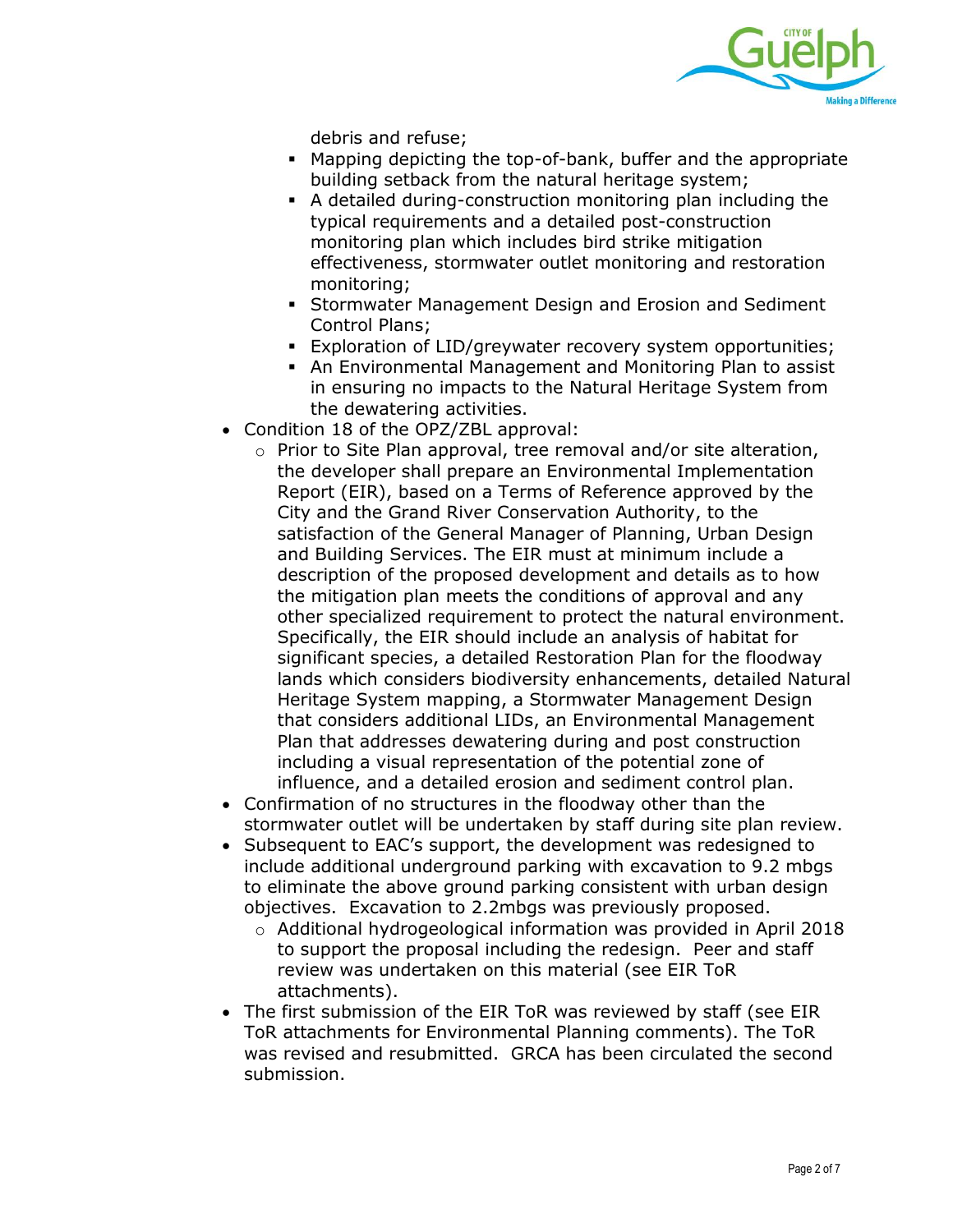debris and refuse;
        - Mapping depicting the top-of-bank, buffer and the appropriate building setback from the natural heritage system;
        - A detailed during-construction monitoring plan including the typical requirements and a detailed post-construction monitoring plan which includes bird strike mitigation effectiveness, stormwater outlet monitoring and restoration monitoring;
        - Stormwater Management Design and Erosion and Sediment Control Plans;
        - Exploration of LID/greywater recovery system opportunities;
        - An Environmental Management and Monitoring Plan to assist in ensuring no impacts to the Natural Heritage System from the dewatering activities.
- Condition 18 of the OPZ/ZBL approval:
    - Prior to Site Plan approval, tree removal and/or site alteration, the developer shall prepare an Environmental Implementation Report (EIR), based on a Terms of Reference approved by the City and the Grand River Conservation Authority, to the satisfaction of the General Manager of Planning, Urban Design and Building Services. The EIR must at minimum include a description of the proposed development and details as to how the mitigation plan meets the conditions of approval and any other specialized requirement to protect the natural environment. Specifically, the EIR should include an analysis of habitat for significant species, a detailed Restoration Plan for the floodway lands which considers biodiversity enhancements, detailed Natural Heritage System mapping, a Stormwater Management Design that considers additional LIDs, an Environmental Management Plan that addresses dewatering during and post construction including a visual representation of the potential zone of influence, and a detailed erosion and sediment control plan.
- Confirmation of no structures in the floodway other than the stormwater outlet will be undertaken by staff during site plan review.
- Subsequent to EAC's support, the development was redesigned to include additional underground parking with excavation to 9.2 mbgs to eliminate the above ground parking consistent with urban design objectives. Excavation to 2.2mbgs was previously proposed.
    - Additional hydrogeological information was provided in April 2018 to support the proposal including the redesign. Peer and staff review was undertaken on this material (see EIR ToR attachments).
- The first submission of the EIR ToR was reviewed by staff (see EIR ToR attachments for Environmental Planning comments). The ToR was revised and resubmitted. GRCA has been circulated the second submission.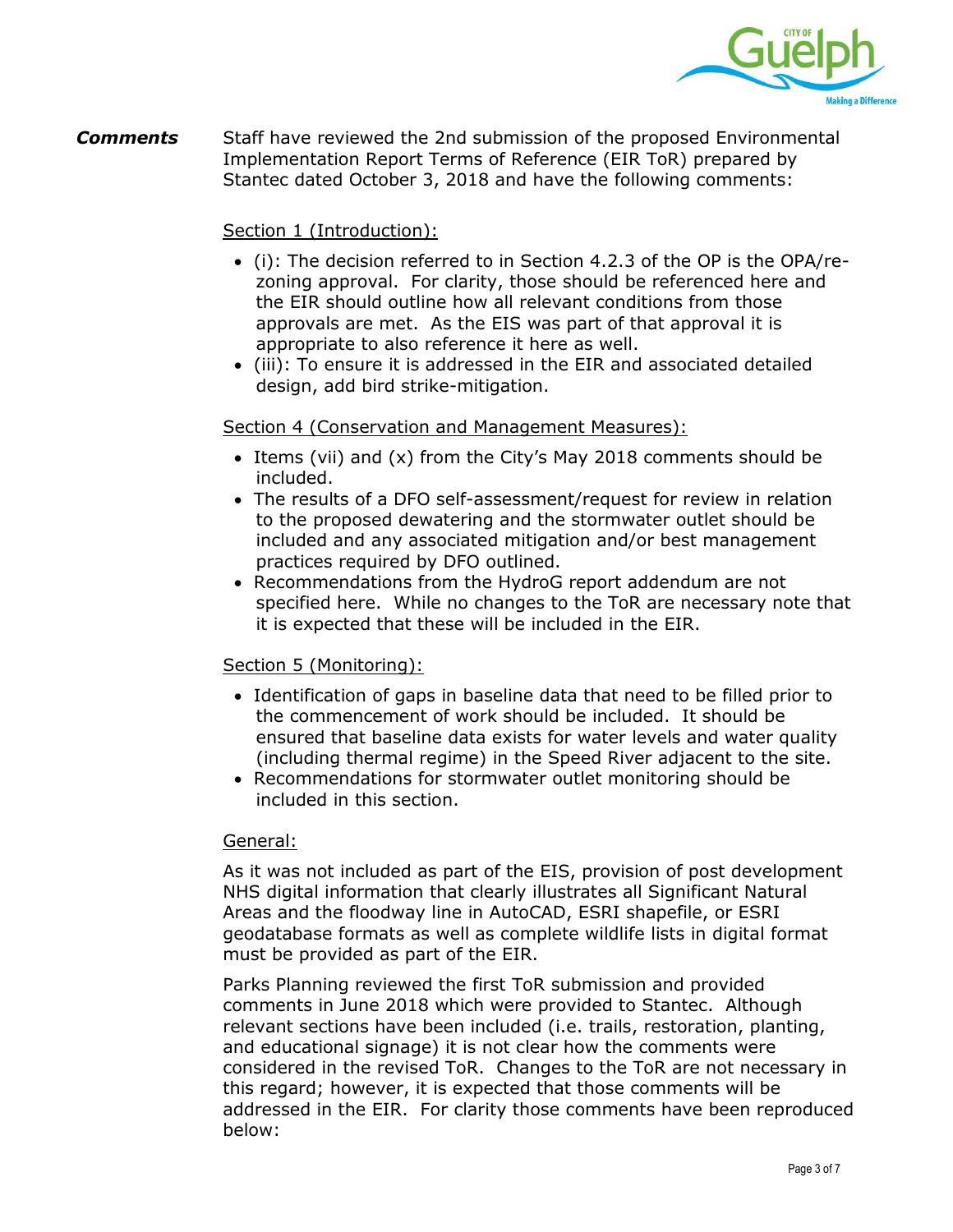***Comments*** Staff have reviewed the 2nd submission of the proposed Environmental Implementation Report Terms of Reference (EIR ToR) prepared by Stantec dated October 3, 2018 and have the following comments:

Section 1 (Introduction):

- (i): The decision referred to in Section 4.2.3 of the OP is the OPA/re-zoning approval. For clarity, those should be referenced here and the EIR should outline how all relevant conditions from those approvals are met. As the EIS was part of that approval it is appropriate to also reference it here as well.
- (iii): To ensure it is addressed in the EIR and associated detailed design, add bird strike-mitigation.

Section 4 (Conservation and Management Measures):

- Items (vii) and (x) from the City's May 2018 comments should be included.
- The results of a DFO self-assessment/request for review in relation to the proposed dewatering and the stormwater outlet should be included and any associated mitigation and/or best management practices required by DFO outlined.
- Recommendations from the HydroG report addendum are not specified here. While no changes to the ToR are necessary note that it is expected that these will be included in the EIR.

Section 5 (Monitoring):

- Identification of gaps in baseline data that need to be filled prior to the commencement of work should be included. It should be ensured that baseline data exists for water levels and water quality (including thermal regime) in the Speed River adjacent to the site.
- Recommendations for stormwater outlet monitoring should be included in this section.

General:

As it was not included as part of the EIS, provision of post development NHS digital information that clearly illustrates all Significant Natural Areas and the floodway line in AutoCAD, ESRI shapefile, or ESRI geodatabase formats as well as complete wildlife lists in digital format must be provided as part of the EIR.

Parks Planning reviewed the first ToR submission and provided comments in June 2018 which were provided to Stantec. Although relevant sections have been included (i.e. trails, restoration, planting, and educational signage) it is not clear how the comments were considered in the revised ToR. Changes to the ToR are not necessary in this regard; however, it is expected that those comments will be addressed in the EIR. For clarity those comments have been reproduced below: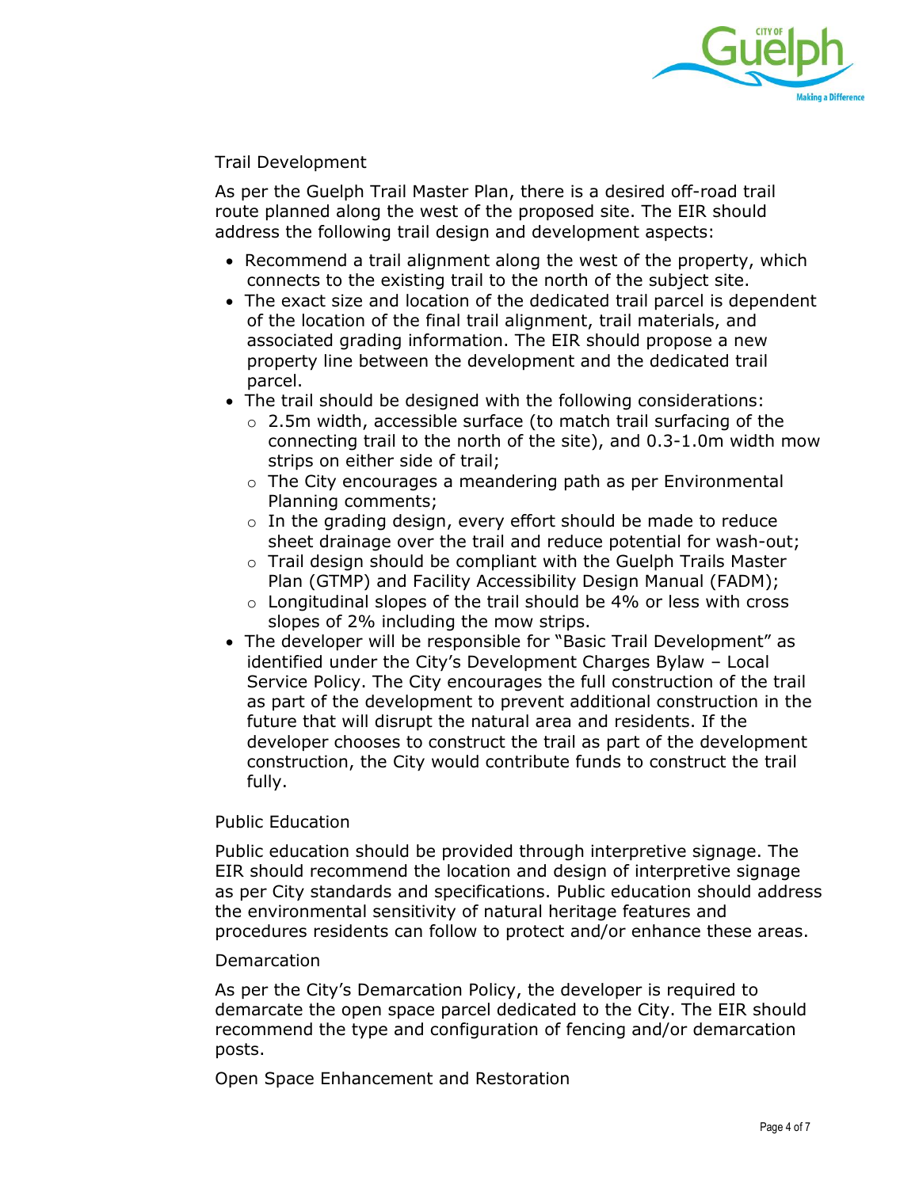### Trail Development

As per the Guelph Trail Master Plan, there is a desired off-road trail route planned along the west of the proposed site. The EIR should address the following trail design and development aspects:

- Recommend a trail alignment along the west of the property, which connects to the existing trail to the north of the subject site.
- The exact size and location of the dedicated trail parcel is dependent of the location of the final trail alignment, trail materials, and associated grading information. The EIR should propose a new property line between the development and the dedicated trail parcel.
- The trail should be designed with the following considerations:
  - 2.5m width, accessible surface (to match trail surfacing of the connecting trail to the north of the site), and 0.3-1.0m width mow strips on either side of trail;
  - The City encourages a meandering path as per Environmental Planning comments;
  - In the grading design, every effort should be made to reduce sheet drainage over the trail and reduce potential for wash-out;
  - Trail design should be compliant with the Guelph Trails Master Plan (GTMP) and Facility Accessibility Design Manual (FADM);
  - Longitudinal slopes of the trail should be 4% or less with cross slopes of 2% including the mow strips.
- The developer will be responsible for "Basic Trail Development" as identified under the City's Development Charges Bylaw – Local Service Policy. The City encourages the full construction of the trail as part of the development to prevent additional construction in the future that will disrupt the natural area and residents. If the developer chooses to construct the trail as part of the development construction, the City would contribute funds to construct the trail fully.

### Public Education

Public education should be provided through interpretive signage. The EIR should recommend the location and design of interpretive signage as per City standards and specifications. Public education should address the environmental sensitivity of natural heritage features and procedures residents can follow to protect and/or enhance these areas.

### Demarcation

As per the City's Demarcation Policy, the developer is required to demarcate the open space parcel dedicated to the City. The EIR should recommend the type and configuration of fencing and/or demarcation posts.

### Open Space Enhancement and Restoration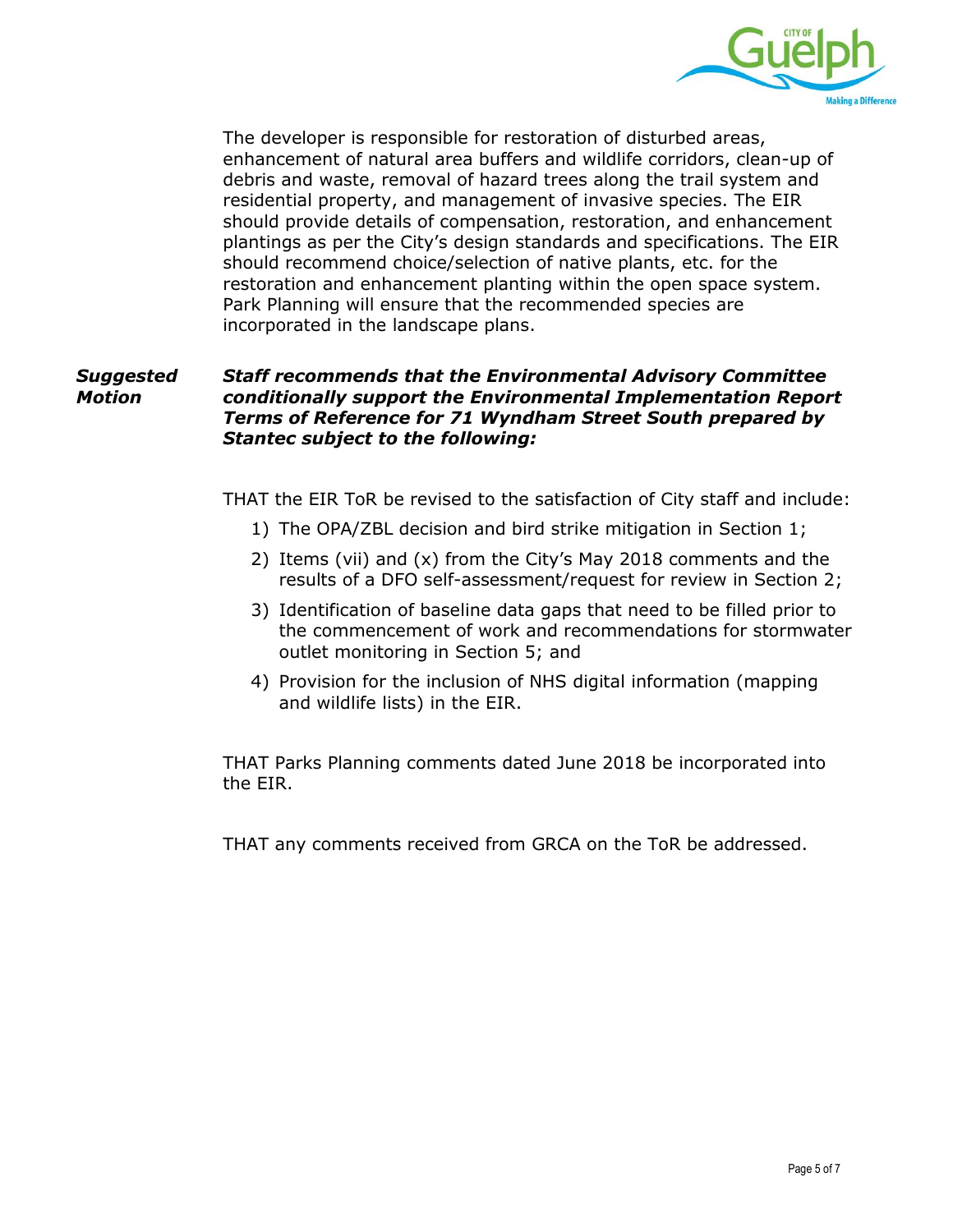The developer is responsible for restoration of disturbed areas, enhancement of natural area buffers and wildlife corridors, clean-up of debris and waste, removal of hazard trees along the trail system and residential property, and management of invasive species. The EIR should provide details of compensation, restoration, and enhancement plantings as per the City's design standards and specifications. The EIR should recommend choice/selection of native plants, etc. for the restoration and enhancement planting within the open space system. Park Planning will ensure that the recommended species are incorporated in the landscape plans.

***Suggested Motion***

***Staff recommends that the Environmental Advisory Committee conditionally support the Environmental Implementation Report Terms of Reference for 71 Wyndham Street South prepared by Stantec subject to the following:***

THAT the EIR ToR be revised to the satisfaction of City staff and include:

1) The OPA/ZBL decision and bird strike mitigation in Section 1;
2) Items (vii) and (x) from the City's May 2018 comments and the results of a DFO self-assessment/request for review in Section 2;
3) Identification of baseline data gaps that need to be filled prior to the commencement of work and recommendations for stormwater outlet monitoring in Section 5; and
4) Provision for the inclusion of NHS digital information (mapping and wildlife lists) in the EIR.

THAT Parks Planning comments dated June 2018 be incorporated into the EIR.

THAT any comments received from GRCA on the ToR be addressed.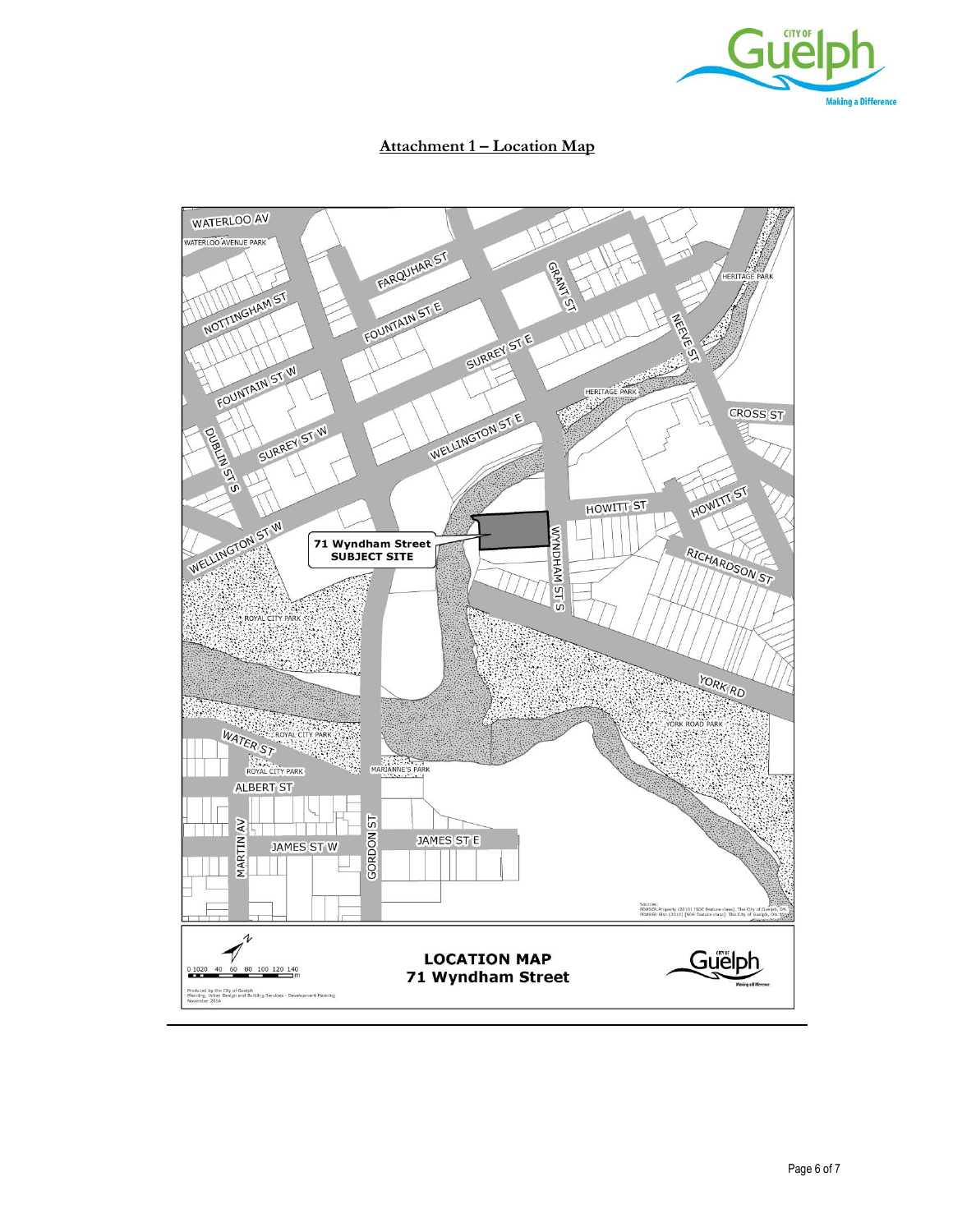**Attachment 1 – Location Map**

WATERLOO AV

WATERLOO AVENUE PARK

FARQUHAR ST

NOTTINGHAM ST

FOUNTAIN ST E

GRANT ST

HERITAGE PARK

NEEVE ST

SURREY ST E

FOUNTAIN ST W

HERITAGE PARK

CROSS ST

WELLINGTON ST E

SURREY ST W

DUBLIN ST S

HOWITT ST

HOWITT ST

WELLINGTON ST W

71 Wyndham Street
SUBJECT SITE

WYNDHAM ST S

RICHARDSON ST

ROYAL CITY PARK

YORK RD

YORK ROAD PARK

WATER ST

ROYAL CITY PARK

ROYAL CITY PARK

MARIANNE'S PARK

ALBERT ST

MARTIN AV

JAMES ST W

GORDON ST

JAMES ST E

0 10 20 40 60 80 100 120 140 m

Produced by the City of Guelph
Planning, Urban Design and Building Services - Development Planning
November 2016

**LOCATION MAP**
**71 Wyndham Street**